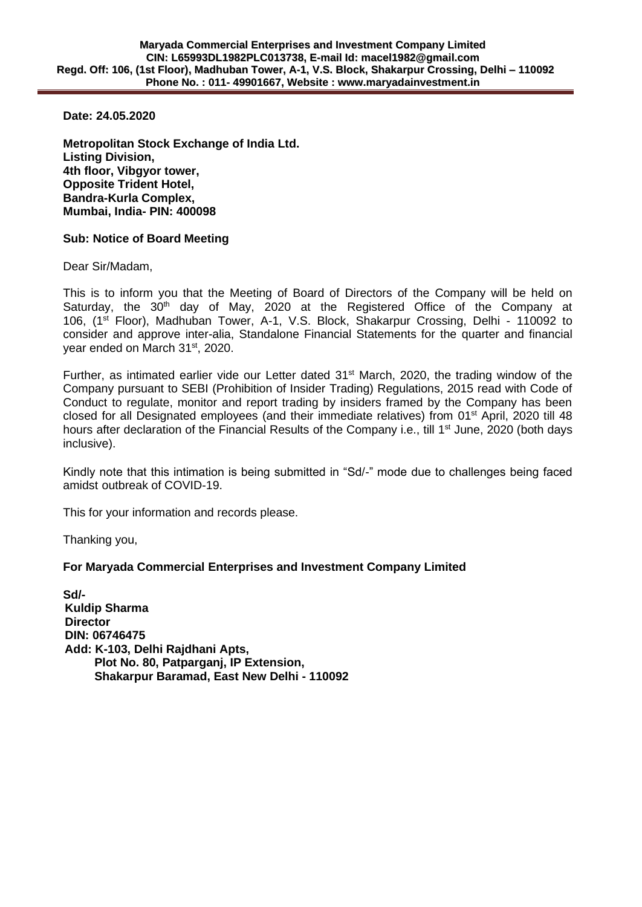**Maryada Commercial Enterprises and Investment Company Limited**
**CIN: L65993DL1982PLC013738, E-mail Id: macel1982@gmail.com**
**Regd. Off: 106, (1st Floor), Madhuban Tower, A-1, V.S. Block, Shakarpur Crossing, Delhi – 110092**
**Phone No. : 011- 49901667, Website : www.maryadainvestment.in**

---

**Date: 24.05.2020**

**Metropolitan Stock Exchange of India Ltd.**
**Listing Division,**
**4th floor, Vibgyor tower,**
**Opposite Trident Hotel,**
**Bandra-Kurla Complex,**
**Mumbai, India- PIN: 400098**

**Sub: Notice of Board Meeting**

Dear Sir/Madam,

This is to inform you that the Meeting of Board of Directors of the Company will be held on Saturday, the 30th day of May, 2020 at the Registered Office of the Company at 106, (1st Floor), Madhuban Tower, A-1, V.S. Block, Shakarpur Crossing, Delhi - 110092 to consider and approve inter-alia, Standalone Financial Statements for the quarter and financial year ended on March 31st, 2020.

Further, as intimated earlier vide our Letter dated 31st March, 2020, the trading window of the Company pursuant to SEBI (Prohibition of Insider Trading) Regulations, 2015 read with Code of Conduct to regulate, monitor and report trading by insiders framed by the Company has been closed for all Designated employees (and their immediate relatives) from 01st April, 2020 till 48 hours after declaration of the Financial Results of the Company i.e., till 1st June, 2020 (both days inclusive).

Kindly note that this intimation is being submitted in "Sd/-" mode due to challenges being faced amidst outbreak of COVID-19.

This for your information and records please.

Thanking you,

**For Maryada Commercial Enterprises and Investment Company Limited**

**Sd/-**
**Kuldip Sharma**
**Director**
**DIN: 06746475**
**Add: K-103, Delhi Rajdhani Apts,**
**Plot No. 80, Patparganj, IP Extension,**
**Shakarpur Baramad, East New Delhi - 110092**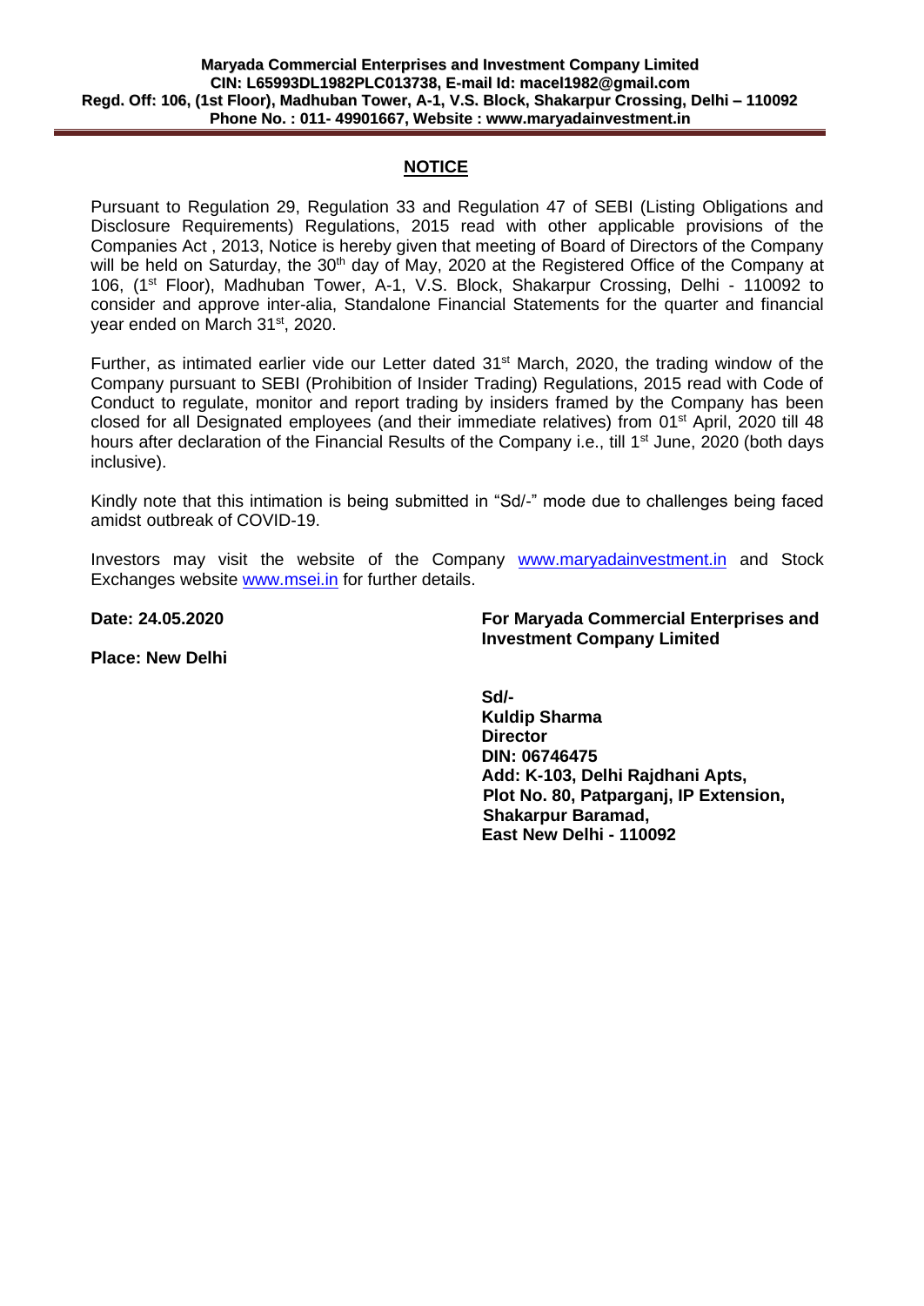**Maryada Commercial Enterprises and Investment Company Limited**
**CIN: L65993DL1982PLC013738, E-mail Id: macel1982@gmail.com**
**Regd. Off: 106, (1st Floor), Madhuban Tower, A-1, V.S. Block, Shakarpur Crossing, Delhi – 110092**
**Phone No. : 011- 49901667, Website : www.maryadainvestment.in**

## NOTICE

Pursuant to Regulation 29, Regulation 33 and Regulation 47 of SEBI (Listing Obligations and Disclosure Requirements) Regulations, 2015 read with other applicable provisions of the Companies Act , 2013, Notice is hereby given that meeting of Board of Directors of the Company will be held on Saturday, the 30th day of May, 2020 at the Registered Office of the Company at 106, (1st Floor), Madhuban Tower, A-1, V.S. Block, Shakarpur Crossing, Delhi - 110092 to consider and approve inter-alia, Standalone Financial Statements for the quarter and financial year ended on March 31st, 2020.

Further, as intimated earlier vide our Letter dated 31st March, 2020, the trading window of the Company pursuant to SEBI (Prohibition of Insider Trading) Regulations, 2015 read with Code of Conduct to regulate, monitor and report trading by insiders framed by the Company has been closed for all Designated employees (and their immediate relatives) from 01st April, 2020 till 48 hours after declaration of the Financial Results of the Company i.e., till 1st June, 2020 (both days inclusive).

Kindly note that this intimation is being submitted in "Sd/-" mode due to challenges being faced amidst outbreak of COVID-19.

Investors may visit the website of the Company www.maryadainvestment.in and Stock Exchanges website www.msei.in for further details.

**Date: 24.05.2020**

**Place: New Delhi**

**For Maryada Commercial Enterprises and Investment Company Limited**

**Sd/-**
**Kuldip Sharma**
**Director**
**DIN: 06746475**
**Add: K-103, Delhi Rajdhani Apts,**
**Plot No. 80, Patparganj, IP Extension,**
**Shakarpur Baramad,**
**East New Delhi - 110092**